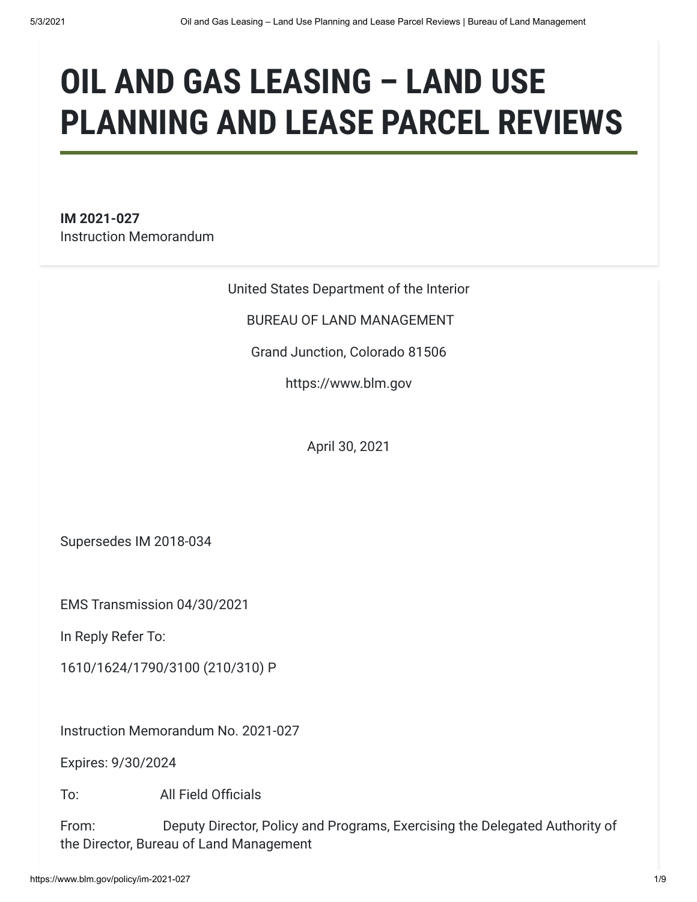# OIL AND GAS LEASING – LAND USE PLANNING AND LEASE PARCEL REVIEWS

**IM 2021-027**
Instruction Memorandum

United States Department of the Interior

BUREAU OF LAND MANAGEMENT

Grand Junction, Colorado 81506

https://www.blm.gov

April 30, 2021

Supersedes IM 2018-034

EMS Transmission 04/30/2021

In Reply Refer To:

1610/1624/1790/3100 (210/310) P

Instruction Memorandum No. 2021-027

Expires: 9/30/2024

To: All Field Officials

From: Deputy Director, Policy and Programs, Exercising the Delegated Authority of the Director, Bureau of Land Management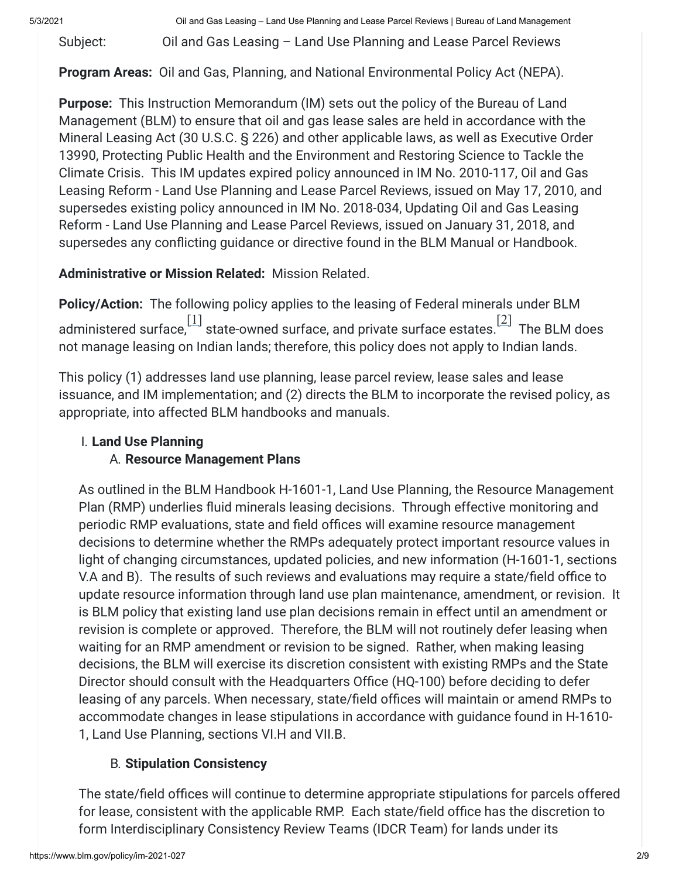Subject: Oil and Gas Leasing – Land Use Planning and Lease Parcel Reviews

**Program Areas:** Oil and Gas, Planning, and National Environmental Policy Act (NEPA).

**Purpose:** This Instruction Memorandum (IM) sets out the policy of the Bureau of Land Management (BLM) to ensure that oil and gas lease sales are held in accordance with the Mineral Leasing Act (30 U.S.C. § 226) and other applicable laws, as well as Executive Order 13990, Protecting Public Health and the Environment and Restoring Science to Tackle the Climate Crisis. This IM updates expired policy announced in IM No. 2010-117, Oil and Gas Leasing Reform - Land Use Planning and Lease Parcel Reviews, issued on May 17, 2010, and supersedes existing policy announced in IM No. 2018-034, Updating Oil and Gas Leasing Reform - Land Use Planning and Lease Parcel Reviews, issued on January 31, 2018, and supersedes any conflicting guidance or directive found in the BLM Manual or Handbook.

**Administrative or Mission Related:** Mission Related.

**Policy/Action:** The following policy applies to the leasing of Federal minerals under BLM administered surface,[1] state-owned surface, and private surface estates.[2] The BLM does not manage leasing on Indian lands; therefore, this policy does not apply to Indian lands.

This policy (1) addresses land use planning, lease parcel review, lease sales and lease issuance, and IM implementation; and (2) directs the BLM to incorporate the revised policy, as appropriate, into affected BLM handbooks and manuals.

I. **Land Use Planning**

A. **Resource Management Plans**

As outlined in the BLM Handbook H-1601-1, Land Use Planning, the Resource Management Plan (RMP) underlies fluid minerals leasing decisions. Through effective monitoring and periodic RMP evaluations, state and field offices will examine resource management decisions to determine whether the RMPs adequately protect important resource values in light of changing circumstances, updated policies, and new information (H-1601-1, sections V.A and B). The results of such reviews and evaluations may require a state/field office to update resource information through land use plan maintenance, amendment, or revision. It is BLM policy that existing land use plan decisions remain in effect until an amendment or revision is complete or approved. Therefore, the BLM will not routinely defer leasing when waiting for an RMP amendment or revision to be signed. Rather, when making leasing decisions, the BLM will exercise its discretion consistent with existing RMPs and the State Director should consult with the Headquarters Office (HQ-100) before deciding to defer leasing of any parcels. When necessary, state/field offices will maintain or amend RMPs to accommodate changes in lease stipulations in accordance with guidance found in H-1610-1, Land Use Planning, sections VI.H and VII.B.

B. **Stipulation Consistency**

The state/field offices will continue to determine appropriate stipulations for parcels offered for lease, consistent with the applicable RMP. Each state/field office has the discretion to form Interdisciplinary Consistency Review Teams (IDCR Team) for lands under its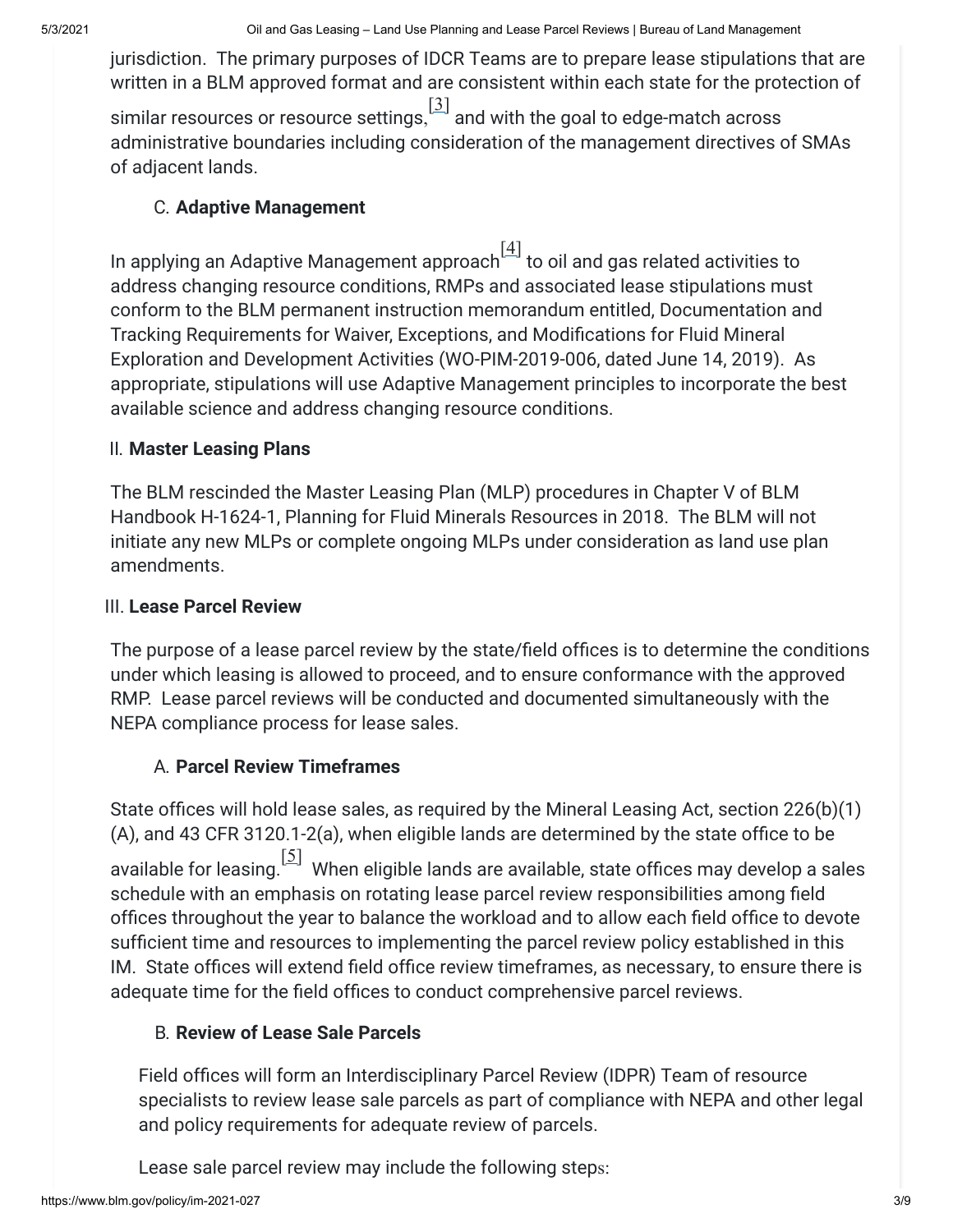jurisdiction. The primary purposes of IDCR Teams are to prepare lease stipulations that are written in a BLM approved format and are consistent within each state for the protection of similar resources or resource settings,[3] and with the goal to edge-match across administrative boundaries including consideration of the management directives of SMAs of adjacent lands.

### C. **Adaptive Management**

In applying an Adaptive Management approach[4] to oil and gas related activities to address changing resource conditions, RMPs and associated lease stipulations must conform to the BLM permanent instruction memorandum entitled, Documentation and Tracking Requirements for Waiver, Exceptions, and Modifications for Fluid Mineral Exploration and Development Activities (WO-PIM-2019-006, dated June 14, 2019). As appropriate, stipulations will use Adaptive Management principles to incorporate the best available science and address changing resource conditions.

## II. **Master Leasing Plans**

The BLM rescinded the Master Leasing Plan (MLP) procedures in Chapter V of BLM Handbook H-1624-1, Planning for Fluid Minerals Resources in 2018. The BLM will not initiate any new MLPs or complete ongoing MLPs under consideration as land use plan amendments.

## III. **Lease Parcel Review**

The purpose of a lease parcel review by the state/field offices is to determine the conditions under which leasing is allowed to proceed, and to ensure conformance with the approved RMP. Lease parcel reviews will be conducted and documented simultaneously with the NEPA compliance process for lease sales.

### A. **Parcel Review Timeframes**

State offices will hold lease sales, as required by the Mineral Leasing Act, section 226(b)(1)(A), and 43 CFR 3120.1-2(a), when eligible lands are determined by the state office to be available for leasing.[5] When eligible lands are available, state offices may develop a sales schedule with an emphasis on rotating lease parcel review responsibilities among field offices throughout the year to balance the workload and to allow each field office to devote sufficient time and resources to implementing the parcel review policy established in this IM. State offices will extend field office review timeframes, as necessary, to ensure there is adequate time for the field offices to conduct comprehensive parcel reviews.

### B. **Review of Lease Sale Parcels**

Field offices will form an Interdisciplinary Parcel Review (IDPR) Team of resource specialists to review lease sale parcels as part of compliance with NEPA and other legal and policy requirements for adequate review of parcels.

Lease sale parcel review may include the following steps: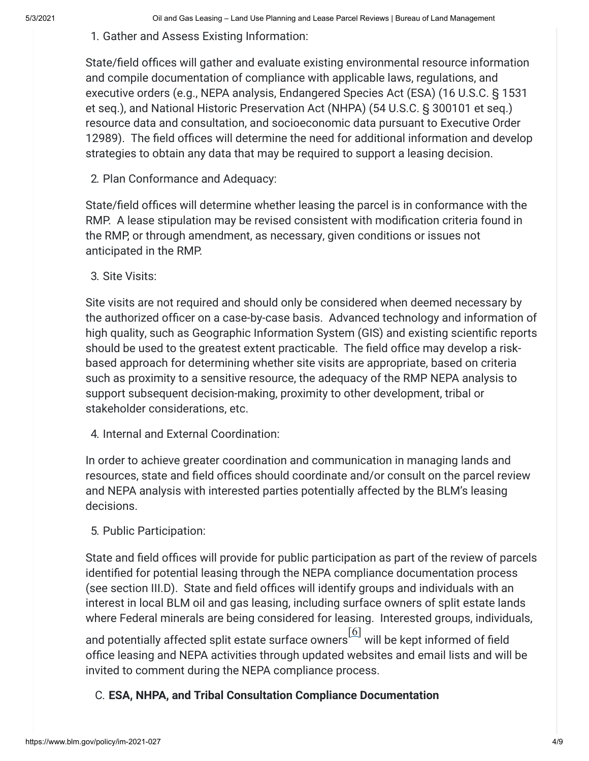1. Gather and Assess Existing Information:

State/field offices will gather and evaluate existing environmental resource information and compile documentation of compliance with applicable laws, regulations, and executive orders (e.g., NEPA analysis, Endangered Species Act (ESA) (16 U.S.C. § 1531 et seq.), and National Historic Preservation Act (NHPA) (54 U.S.C. § 300101 et seq.) resource data and consultation, and socioeconomic data pursuant to Executive Order 12989). The field offices will determine the need for additional information and develop strategies to obtain any data that may be required to support a leasing decision.

2. Plan Conformance and Adequacy:

State/field offices will determine whether leasing the parcel is in conformance with the RMP. A lease stipulation may be revised consistent with modification criteria found in the RMP, or through amendment, as necessary, given conditions or issues not anticipated in the RMP.

3. Site Visits:

Site visits are not required and should only be considered when deemed necessary by the authorized officer on a case-by-case basis. Advanced technology and information of high quality, such as Geographic Information System (GIS) and existing scientific reports should be used to the greatest extent practicable. The field office may develop a risk-based approach for determining whether site visits are appropriate, based on criteria such as proximity to a sensitive resource, the adequacy of the RMP NEPA analysis to support subsequent decision-making, proximity to other development, tribal or stakeholder considerations, etc.

4. Internal and External Coordination:

In order to achieve greater coordination and communication in managing lands and resources, state and field offices should coordinate and/or consult on the parcel review and NEPA analysis with interested parties potentially affected by the BLM's leasing decisions.

5. Public Participation:

State and field offices will provide for public participation as part of the review of parcels identified for potential leasing through the NEPA compliance documentation process (see section III.D). State and field offices will identify groups and individuals with an interest in local BLM oil and gas leasing, including surface owners of split estate lands where Federal minerals are being considered for leasing. Interested groups, individuals, and potentially affected split estate surface owners[6] will be kept informed of field office leasing and NEPA activities through updated websites and email lists and will be invited to comment during the NEPA compliance process.

C. **ESA, NHPA, and Tribal Consultation Compliance Documentation**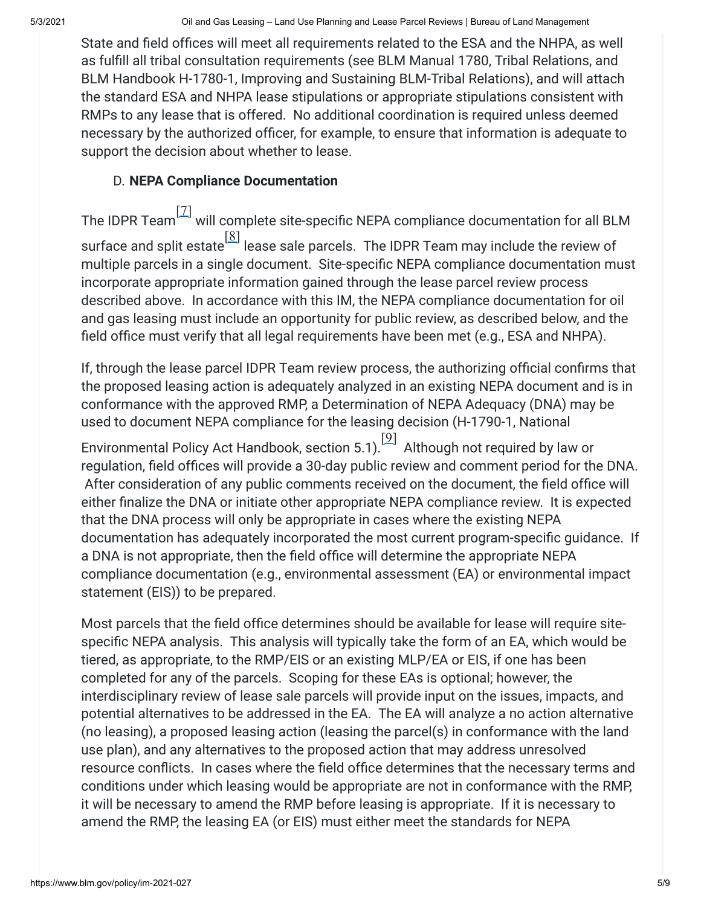State and field offices will meet all requirements related to the ESA and the NHPA, as well as fulfill all tribal consultation requirements (see BLM Manual 1780, Tribal Relations, and BLM Handbook H-1780-1, Improving and Sustaining BLM-Tribal Relations), and will attach the standard ESA and NHPA lease stipulations or appropriate stipulations consistent with RMPs to any lease that is offered. No additional coordination is required unless deemed necessary by the authorized officer, for example, to ensure that information is adequate to support the decision about whether to lease.

D. **NEPA Compliance Documentation**

The IDPR Team[7] will complete site-specific NEPA compliance documentation for all BLM surface and split estate[8] lease sale parcels. The IDPR Team may include the review of multiple parcels in a single document. Site-specific NEPA compliance documentation must incorporate appropriate information gained through the lease parcel review process described above. In accordance with this IM, the NEPA compliance documentation for oil and gas leasing must include an opportunity for public review, as described below, and the field office must verify that all legal requirements have been met (e.g., ESA and NHPA).

If, through the lease parcel IDPR Team review process, the authorizing official confirms that the proposed leasing action is adequately analyzed in an existing NEPA document and is in conformance with the approved RMP, a Determination of NEPA Adequacy (DNA) may be used to document NEPA compliance for the leasing decision (H-1790-1, National Environmental Policy Act Handbook, section 5.1).[9] Although not required by law or regulation, field offices will provide a 30-day public review and comment period for the DNA. After consideration of any public comments received on the document, the field office will either finalize the DNA or initiate other appropriate NEPA compliance review. It is expected that the DNA process will only be appropriate in cases where the existing NEPA documentation has adequately incorporated the most current program-specific guidance. If a DNA is not appropriate, then the field office will determine the appropriate NEPA compliance documentation (e.g., environmental assessment (EA) or environmental impact statement (EIS)) to be prepared.

Most parcels that the field office determines should be available for lease will require site-specific NEPA analysis. This analysis will typically take the form of an EA, which would be tiered, as appropriate, to the RMP/EIS or an existing MLP/EA or EIS, if one has been completed for any of the parcels. Scoping for these EAs is optional; however, the interdisciplinary review of lease sale parcels will provide input on the issues, impacts, and potential alternatives to be addressed in the EA. The EA will analyze a no action alternative (no leasing), a proposed leasing action (leasing the parcel(s) in conformance with the land use plan), and any alternatives to the proposed action that may address unresolved resource conflicts. In cases where the field office determines that the necessary terms and conditions under which leasing would be appropriate are not in conformance with the RMP, it will be necessary to amend the RMP before leasing is appropriate. If it is necessary to amend the RMP, the leasing EA (or EIS) must either meet the standards for NEPA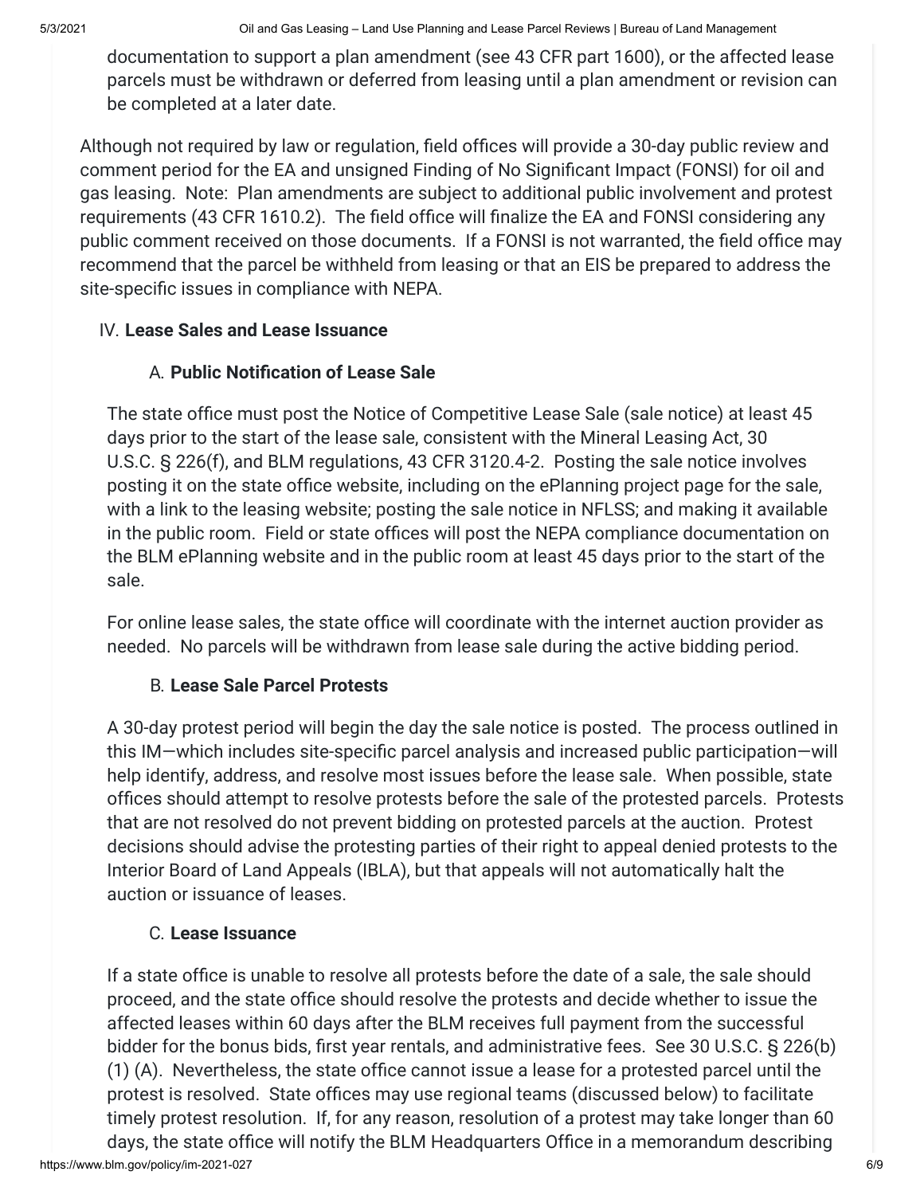documentation to support a plan amendment (see 43 CFR part 1600), or the affected lease parcels must be withdrawn or deferred from leasing until a plan amendment or revision can be completed at a later date.

Although not required by law or regulation, field offices will provide a 30-day public review and comment period for the EA and unsigned Finding of No Significant Impact (FONSI) for oil and gas leasing. Note: Plan amendments are subject to additional public involvement and protest requirements (43 CFR 1610.2). The field office will finalize the EA and FONSI considering any public comment received on those documents. If a FONSI is not warranted, the field office may recommend that the parcel be withheld from leasing or that an EIS be prepared to address the site-specific issues in compliance with NEPA.

## IV. Lease Sales and Lease Issuance

### A. Public Notification of Lease Sale

The state office must post the Notice of Competitive Lease Sale (sale notice) at least 45 days prior to the start of the lease sale, consistent with the Mineral Leasing Act, 30 U.S.C. § 226(f), and BLM regulations, 43 CFR 3120.4-2. Posting the sale notice involves posting it on the state office website, including on the ePlanning project page for the sale, with a link to the leasing website; posting the sale notice in NFLSS; and making it available in the public room. Field or state offices will post the NEPA compliance documentation on the BLM ePlanning website and in the public room at least 45 days prior to the start of the sale.

For online lease sales, the state office will coordinate with the internet auction provider as needed. No parcels will be withdrawn from lease sale during the active bidding period.

### B. Lease Sale Parcel Protests

A 30-day protest period will begin the day the sale notice is posted. The process outlined in this IM—which includes site-specific parcel analysis and increased public participation—will help identify, address, and resolve most issues before the lease sale. When possible, state offices should attempt to resolve protests before the sale of the protested parcels. Protests that are not resolved do not prevent bidding on protested parcels at the auction. Protest decisions should advise the protesting parties of their right to appeal denied protests to the Interior Board of Land Appeals (IBLA), but that appeals will not automatically halt the auction or issuance of leases.

### C. Lease Issuance

If a state office is unable to resolve all protests before the date of a sale, the sale should proceed, and the state office should resolve the protests and decide whether to issue the affected leases within 60 days after the BLM receives full payment from the successful bidder for the bonus bids, first year rentals, and administrative fees. See 30 U.S.C. § 226(b)(1) (A). Nevertheless, the state office cannot issue a lease for a protested parcel until the protest is resolved. State offices may use regional teams (discussed below) to facilitate timely protest resolution. If, for any reason, resolution of a protest may take longer than 60 days, the state office will notify the BLM Headquarters Office in a memorandum describing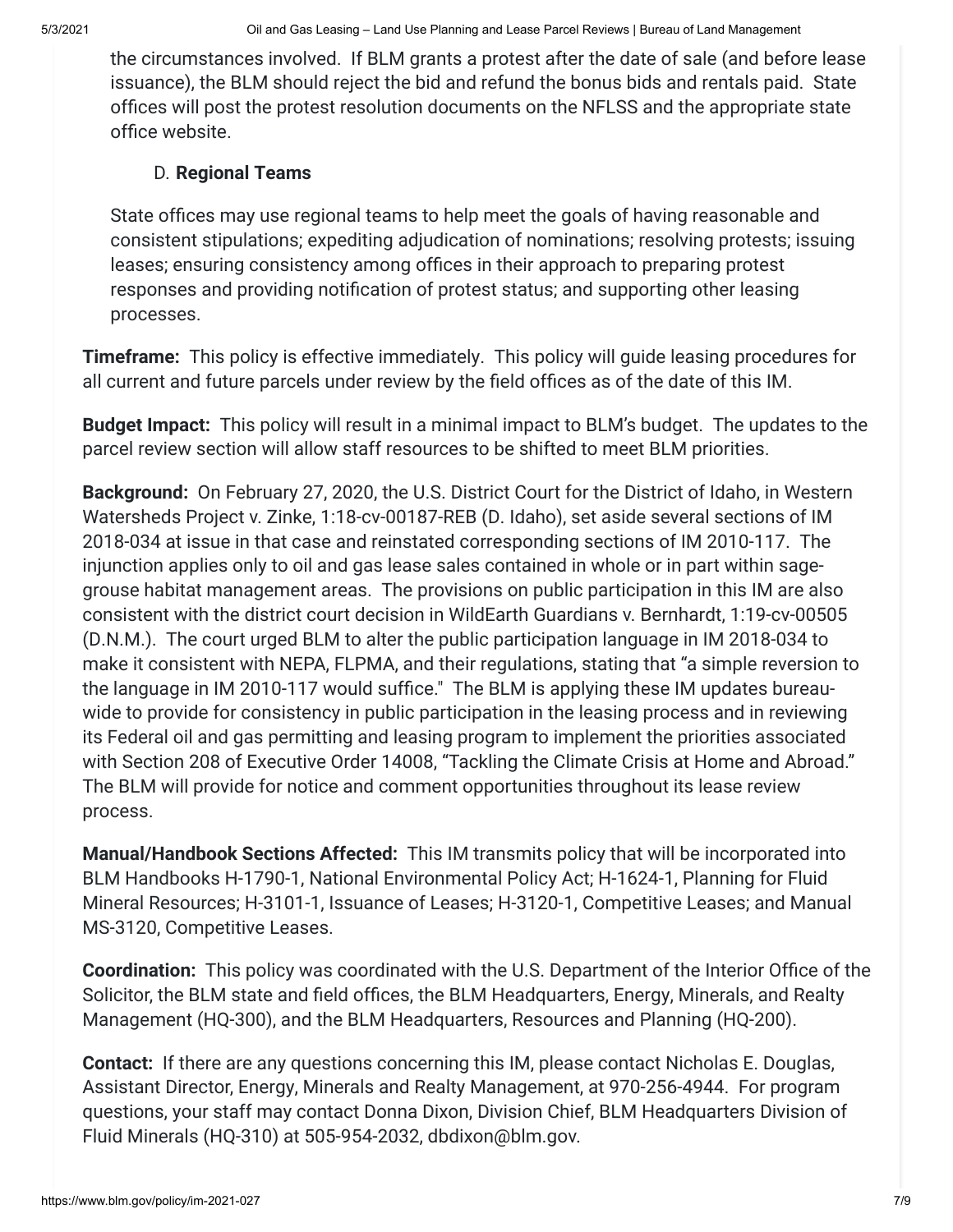the circumstances involved. If BLM grants a protest after the date of sale (and before lease issuance), the BLM should reject the bid and refund the bonus bids and rentals paid. State offices will post the protest resolution documents on the NFLSS and the appropriate state office website.

D. **Regional Teams**

State offices may use regional teams to help meet the goals of having reasonable and consistent stipulations; expediting adjudication of nominations; resolving protests; issuing leases; ensuring consistency among offices in their approach to preparing protest responses and providing notification of protest status; and supporting other leasing processes.

**Timeframe:** This policy is effective immediately. This policy will guide leasing procedures for all current and future parcels under review by the field offices as of the date of this IM.

**Budget Impact:** This policy will result in a minimal impact to BLM's budget. The updates to the parcel review section will allow staff resources to be shifted to meet BLM priorities.

**Background:** On February 27, 2020, the U.S. District Court for the District of Idaho, in Western Watersheds Project v. Zinke, 1:18-cv-00187-REB (D. Idaho), set aside several sections of IM 2018-034 at issue in that case and reinstated corresponding sections of IM 2010-117. The injunction applies only to oil and gas lease sales contained in whole or in part within sage-grouse habitat management areas. The provisions on public participation in this IM are also consistent with the district court decision in WildEarth Guardians v. Bernhardt, 1:19-cv-00505 (D.N.M.). The court urged BLM to alter the public participation language in IM 2018-034 to make it consistent with NEPA, FLPMA, and their regulations, stating that "a simple reversion to the language in IM 2010-117 would suffice." The BLM is applying these IM updates bureau-wide to provide for consistency in public participation in the leasing process and in reviewing its Federal oil and gas permitting and leasing program to implement the priorities associated with Section 208 of Executive Order 14008, "Tackling the Climate Crisis at Home and Abroad." The BLM will provide for notice and comment opportunities throughout its lease review process.

**Manual/Handbook Sections Affected:** This IM transmits policy that will be incorporated into BLM Handbooks H-1790-1, National Environmental Policy Act; H-1624-1, Planning for Fluid Mineral Resources; H-3101-1, Issuance of Leases; H-3120-1, Competitive Leases; and Manual MS-3120, Competitive Leases.

**Coordination:** This policy was coordinated with the U.S. Department of the Interior Office of the Solicitor, the BLM state and field offices, the BLM Headquarters, Energy, Minerals, and Realty Management (HQ-300), and the BLM Headquarters, Resources and Planning (HQ-200).

**Contact:** If there are any questions concerning this IM, please contact Nicholas E. Douglas, Assistant Director, Energy, Minerals and Realty Management, at 970-256-4944. For program questions, your staff may contact Donna Dixon, Division Chief, BLM Headquarters Division of Fluid Minerals (HQ-310) at 505-954-2032, dbdixon@blm.gov.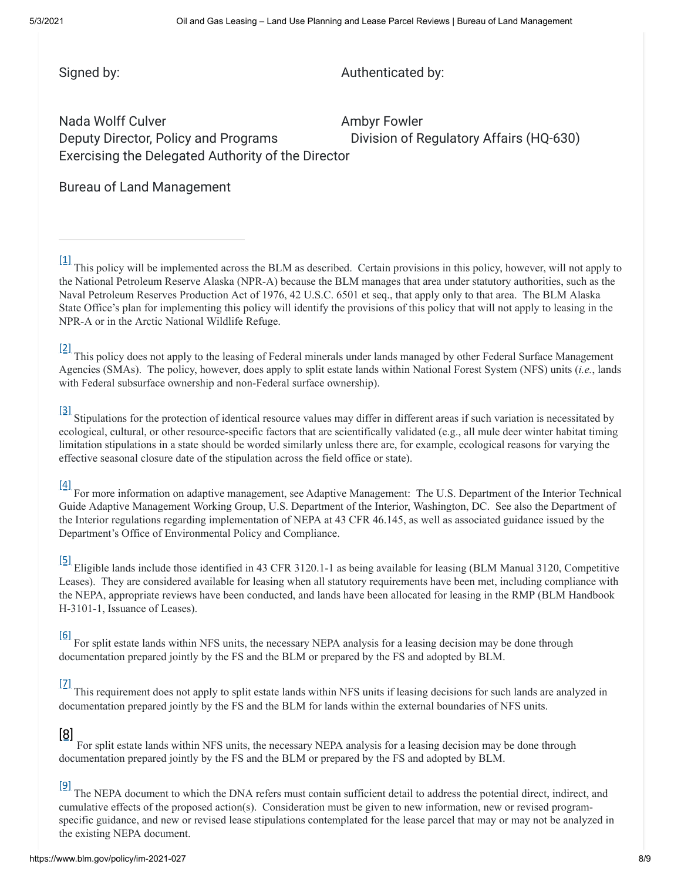Signed by: Authenticated by:

Nada Wolff Culver
Deputy Director, Policy and Programs
Exercising the Delegated Authority of the Director

Bureau of Land Management

Ambyr Fowler
Division of Regulatory Affairs (HQ-630)

---

[1] This policy will be implemented across the BLM as described. Certain provisions in this policy, however, will not apply to the National Petroleum Reserve Alaska (NPR-A) because the BLM manages that area under statutory authorities, such as the Naval Petroleum Reserves Production Act of 1976, 42 U.S.C. 6501 et seq., that apply only to that area. The BLM Alaska State Office's plan for implementing this policy will identify the provisions of this policy that will not apply to leasing in the NPR-A or in the Arctic National Wildlife Refuge.

[2] This policy does not apply to the leasing of Federal minerals under lands managed by other Federal Surface Management Agencies (SMAs). The policy, however, does apply to split estate lands within National Forest System (NFS) units (*i.e.*, lands with Federal subsurface ownership and non-Federal surface ownership).

[3] Stipulations for the protection of identical resource values may differ in different areas if such variation is necessitated by ecological, cultural, or other resource-specific factors that are scientifically validated (e.g., all mule deer winter habitat timing limitation stipulations in a state should be worded similarly unless there are, for example, ecological reasons for varying the effective seasonal closure date of the stipulation across the field office or state).

[4] For more information on adaptive management, see Adaptive Management: The U.S. Department of the Interior Technical Guide Adaptive Management Working Group, U.S. Department of the Interior, Washington, DC. See also the Department of the Interior regulations regarding implementation of NEPA at 43 CFR 46.145, as well as associated guidance issued by the Department's Office of Environmental Policy and Compliance.

[5] Eligible lands include those identified in 43 CFR 3120.1-1 as being available for leasing (BLM Manual 3120, Competitive Leases). They are considered available for leasing when all statutory requirements have been met, including compliance with the NEPA, appropriate reviews have been conducted, and lands have been allocated for leasing in the RMP (BLM Handbook H-3101-1, Issuance of Leases).

[6] For split estate lands within NFS units, the necessary NEPA analysis for a leasing decision may be done through documentation prepared jointly by the FS and the BLM or prepared by the FS and adopted by BLM.

[7] This requirement does not apply to split estate lands within NFS units if leasing decisions for such lands are analyzed in documentation prepared jointly by the FS and the BLM for lands within the external boundaries of NFS units.

[8] For split estate lands within NFS units, the necessary NEPA analysis for a leasing decision may be done through documentation prepared jointly by the FS and the BLM or prepared by the FS and adopted by BLM.

[9] The NEPA document to which the DNA refers must contain sufficient detail to address the potential direct, indirect, and cumulative effects of the proposed action(s). Consideration must be given to new information, new or revised program-specific guidance, and new or revised lease stipulations contemplated for the lease parcel that may or may not be analyzed in the existing NEPA document.